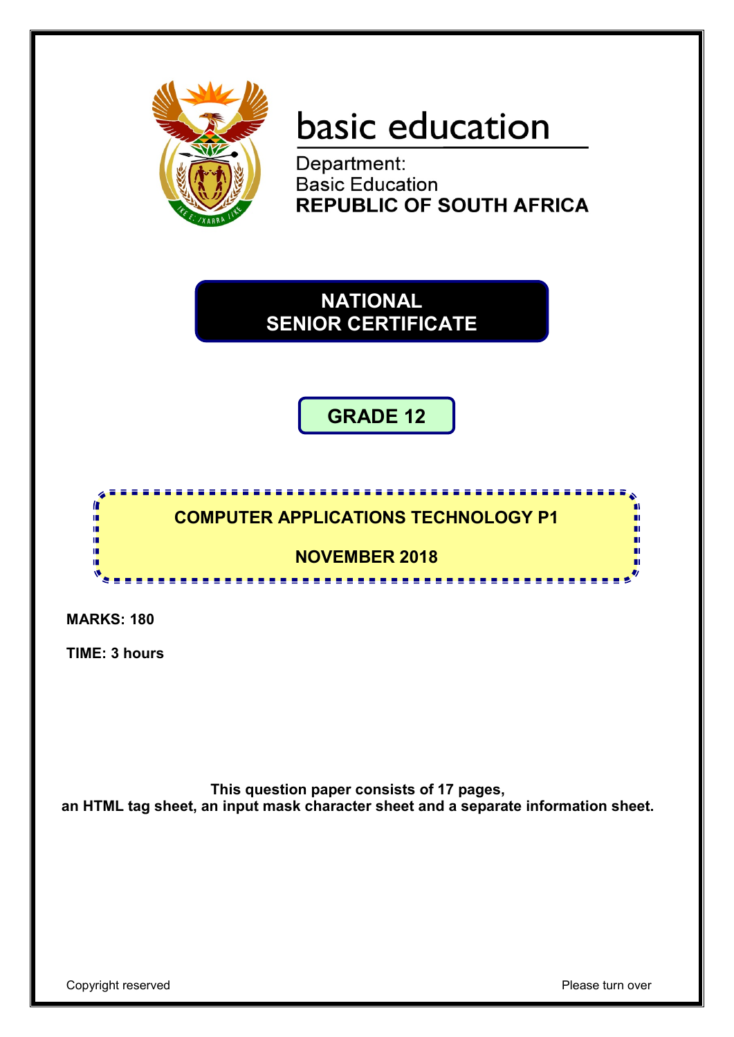basic education

Department:
Basic Education
**REPUBLIC OF SOUTH AFRICA**

# NATIONAL SENIOR CERTIFICATE

## GRADE 12

## COMPUTER APPLICATIONS TECHNOLOGY P1

## NOVEMBER 2018

**MARKS: 180**

**TIME: 3 hours**

**This question paper consists of 17 pages, an HTML tag sheet, an input mask character sheet and a separate information sheet.**

Copyright reserved

Please turn over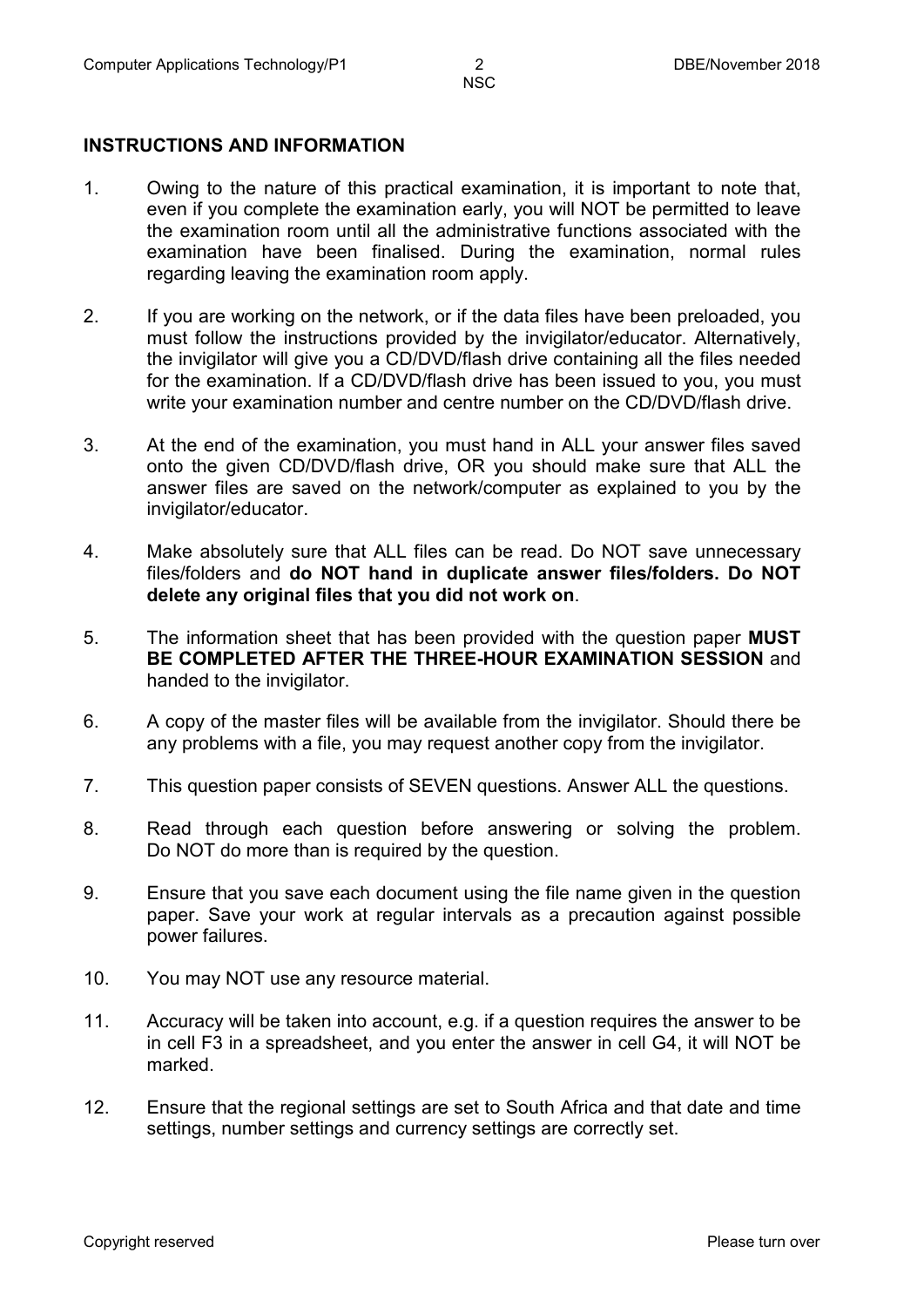## INSTRUCTIONS AND INFORMATION

1. Owing to the nature of this practical examination, it is important to note that, even if you complete the examination early, you will NOT be permitted to leave the examination room until all the administrative functions associated with the examination have been finalised. During the examination, normal rules regarding leaving the examination room apply.

2. If you are working on the network, or if the data files have been preloaded, you must follow the instructions provided by the invigilator/educator. Alternatively, the invigilator will give you a CD/DVD/flash drive containing all the files needed for the examination. If a CD/DVD/flash drive has been issued to you, you must write your examination number and centre number on the CD/DVD/flash drive.

3. At the end of the examination, you must hand in ALL your answer files saved onto the given CD/DVD/flash drive, OR you should make sure that ALL the answer files are saved on the network/computer as explained to you by the invigilator/educator.

4. Make absolutely sure that ALL files can be read. Do NOT save unnecessary files/folders and **do NOT hand in duplicate answer files/folders. Do NOT delete any original files that you did not work on**.

5. The information sheet that has been provided with the question paper **MUST BE COMPLETED AFTER THE THREE-HOUR EXAMINATION SESSION** and handed to the invigilator.

6. A copy of the master files will be available from the invigilator. Should there be any problems with a file, you may request another copy from the invigilator.

7. This question paper consists of SEVEN questions. Answer ALL the questions.

8. Read through each question before answering or solving the problem. Do NOT do more than is required by the question.

9. Ensure that you save each document using the file name given in the question paper. Save your work at regular intervals as a precaution against possible power failures.

10. You may NOT use any resource material.

11. Accuracy will be taken into account, e.g. if a question requires the answer to be in cell F3 in a spreadsheet, and you enter the answer in cell G4, it will NOT be marked.

12. Ensure that the regional settings are set to South Africa and that date and time settings, number settings and currency settings are correctly set.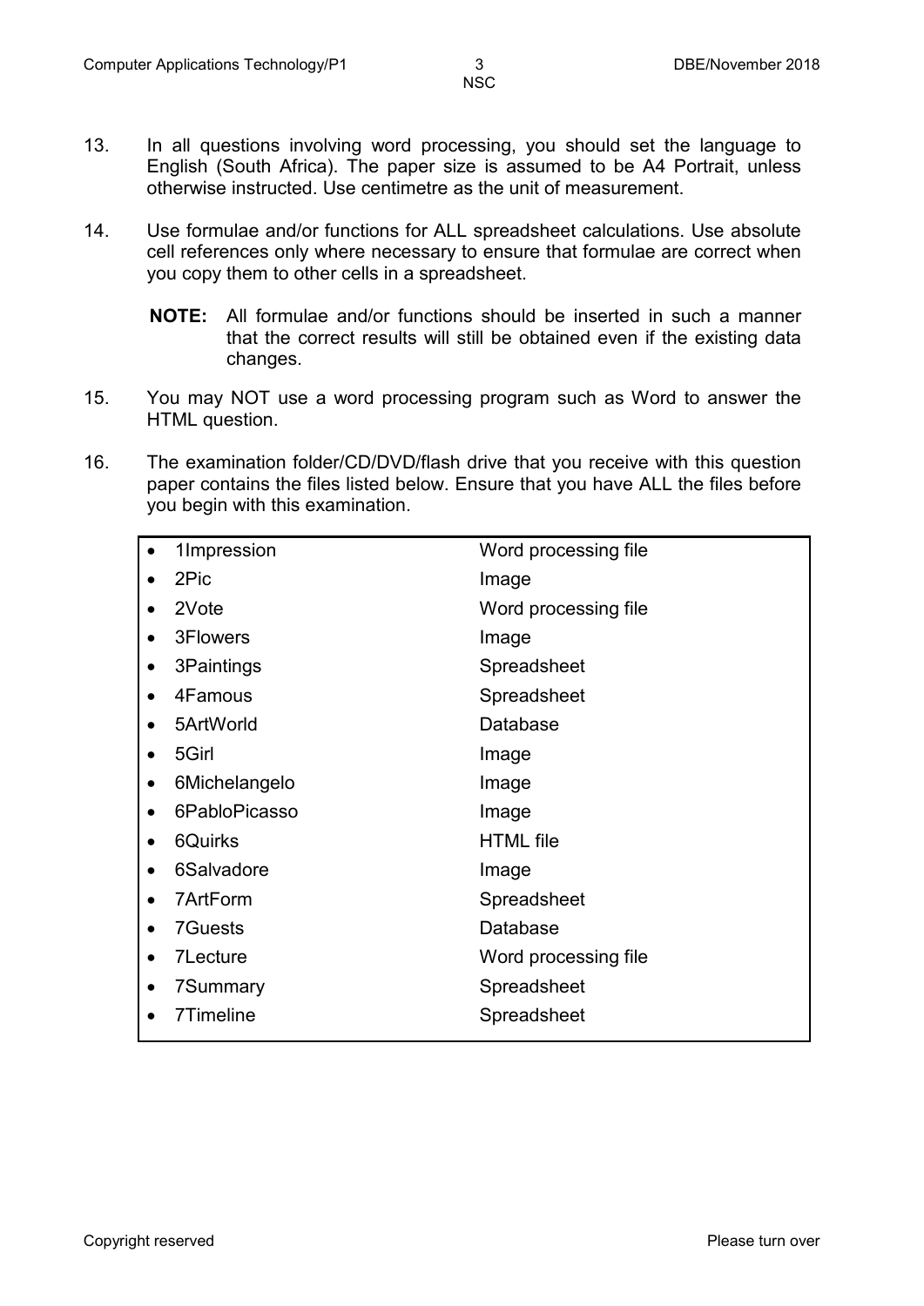13. In all questions involving word processing, you should set the language to English (South Africa). The paper size is assumed to be A4 Portrait, unless otherwise instructed. Use centimetre as the unit of measurement.

14. Use formulae and/or functions for ALL spreadsheet calculations. Use absolute cell references only where necessary to ensure that formulae are correct when you copy them to other cells in a spreadsheet.

    **NOTE:** All formulae and/or functions should be inserted in such a manner that the correct results will still be obtained even if the existing data changes.

15. You may NOT use a word processing program such as Word to answer the HTML question.

16. The examination folder/CD/DVD/flash drive that you receive with this question paper contains the files listed below. Ensure that you have ALL the files before you begin with this examination.

| File | Type |
|---|---|
| • 1Impression | Word processing file |
| • 2Pic | Image |
| • 2Vote | Word processing file |
| • 3Flowers | Image |
| • 3Paintings | Spreadsheet |
| • 4Famous | Spreadsheet |
| • 5ArtWorld | Database |
| • 5Girl | Image |
| • 6Michelangelo | Image |
| • 6PabloPicasso | Image |
| • 6Quirks | HTML file |
| • 6Salvadore | Image |
| • 7ArtForm | Spreadsheet |
| • 7Guests | Database |
| • 7Lecture | Word processing file |
| • 7Summary | Spreadsheet |
| • 7Timeline | Spreadsheet |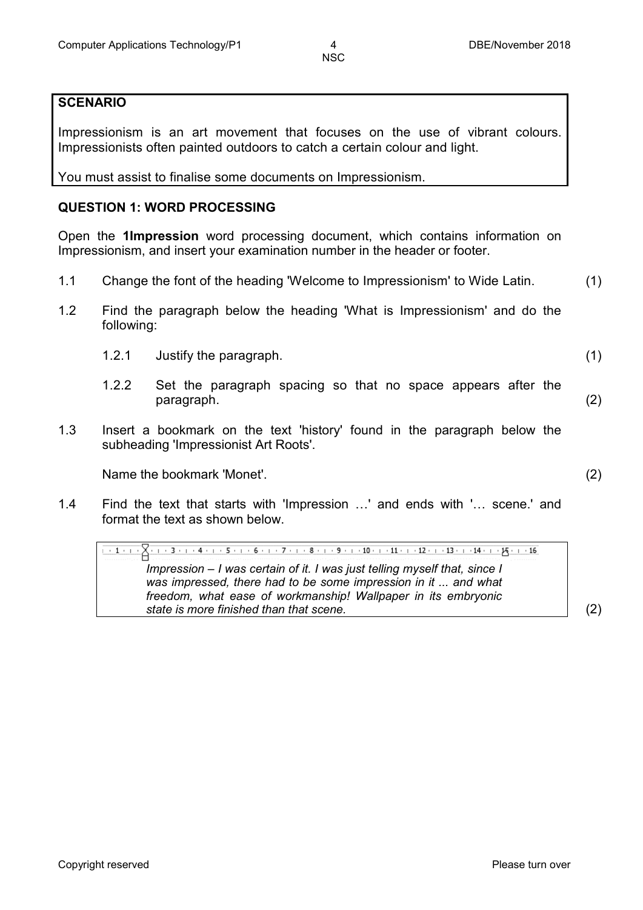**SCENARIO**

Impressionism is an art movement that focuses on the use of vibrant colours. Impressionists often painted outdoors to catch a certain colour and light.

You must assist to finalise some documents on Impressionism.

## QUESTION 1: WORD PROCESSING

Open the **1Impression** word processing document, which contains information on Impressionism, and insert your examination number in the header or footer.

1.1 Change the font of the heading 'Welcome to Impressionism' to Wide Latin. (1)

1.2 Find the paragraph below the heading 'What is Impressionism' and do the following:

1.2.1 Justify the paragraph. (1)

1.2.2 Set the paragraph spacing so that no space appears after the paragraph. (2)

1.3 Insert a bookmark on the text 'history' found in the paragraph below the subheading 'Impressionist Art Roots'.

Name the bookmark 'Monet'. (2)

1.4 Find the text that starts with 'Impression …' and ends with '… scene.' and format the text as shown below.

· 1 · · · 2 · · · 3 · · · 4 · · · 5 · · · 6 · · · 7 · · · 8 · · · 9 · · · 10 · · · 11 · · · 12 · · · 13 · · · 14 · · · 15 · · · 16

*Impression – I was certain of it. I was just telling myself that, since I was impressed, there had to be some impression in it ... and what freedom, what ease of workmanship! Wallpaper in its embryonic state is more finished than that scene.*

(2)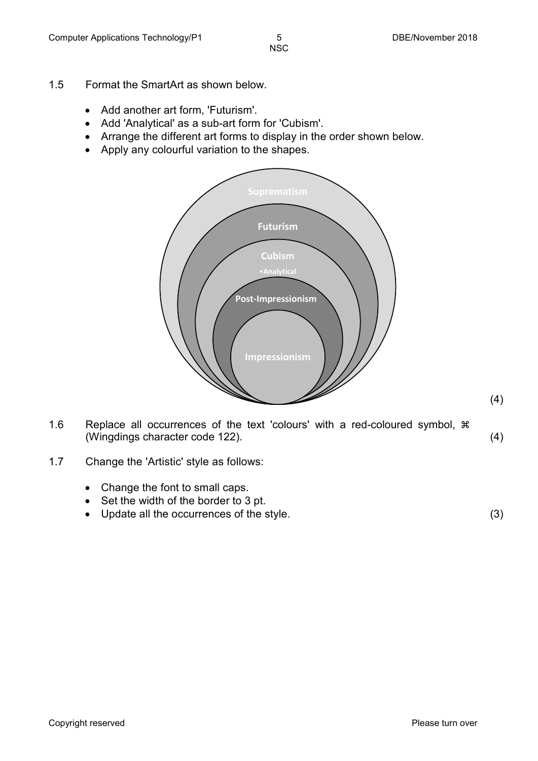1.5 Format the SmartArt as shown below.

- Add another art form, 'Futurism'.
- Add 'Analytical' as a sub-art form for 'Cubism'.
- Arrange the different art forms to display in the order shown below.
- Apply any colourful variation to the shapes.

Suprematism

Futurism

Cubism

- Analytical

Post-Impressionism

Impressionism

(4)

1.6 Replace all occurrences of the text 'colours' with a red-coloured symbol, ⌘ (Wingdings character code 122). (4)

1.7 Change the 'Artistic' style as follows:

- Change the font to small caps.
- Set the width of the border to 3 pt.
- Update all the occurrences of the style. (3)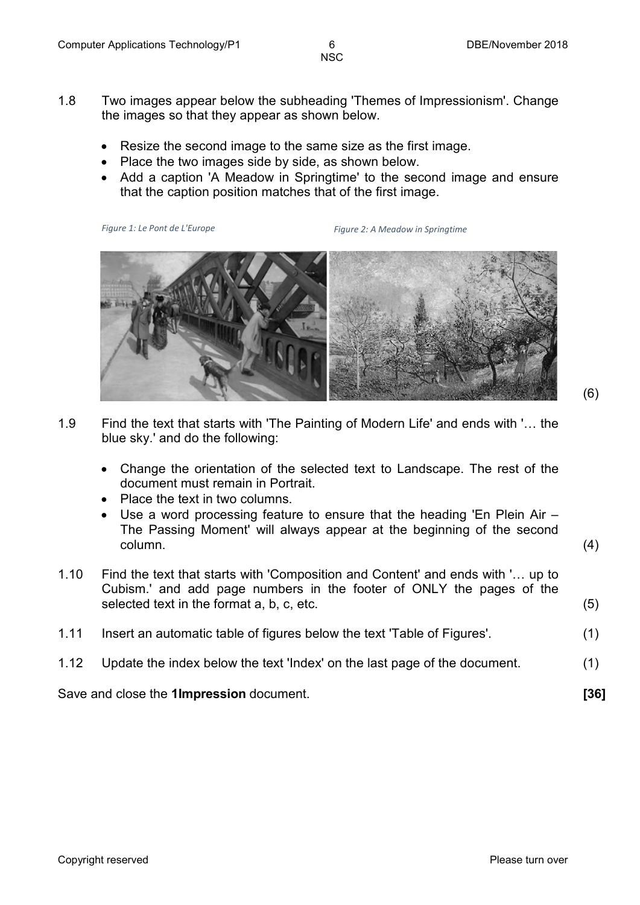1.8 Two images appear below the subheading 'Themes of Impressionism'. Change the images so that they appear as shown below.

- Resize the second image to the same size as the first image.
- Place the two images side by side, as shown below.
- Add a caption 'A Meadow in Springtime' to the second image and ensure that the caption position matches that of the first image.

*Figure 1: Le Pont de L'Europe* *Figure 2: A Meadow in Springtime*

(6)

1.9 Find the text that starts with 'The Painting of Modern Life' and ends with '… the blue sky.' and do the following:

- Change the orientation of the selected text to Landscape. The rest of the document must remain in Portrait.
- Place the text in two columns.
- Use a word processing feature to ensure that the heading 'En Plein Air – The Passing Moment' will always appear at the beginning of the second column.

(4)

1.10 Find the text that starts with 'Composition and Content' and ends with '… up to Cubism.' and add page numbers in the footer of ONLY the pages of the selected text in the format a, b, c, etc. (5)

1.11 Insert an automatic table of figures below the text 'Table of Figures'. (1)

1.12 Update the index below the text 'Index' on the last page of the document. (1)

Save and close the **1Impression** document. **[36]**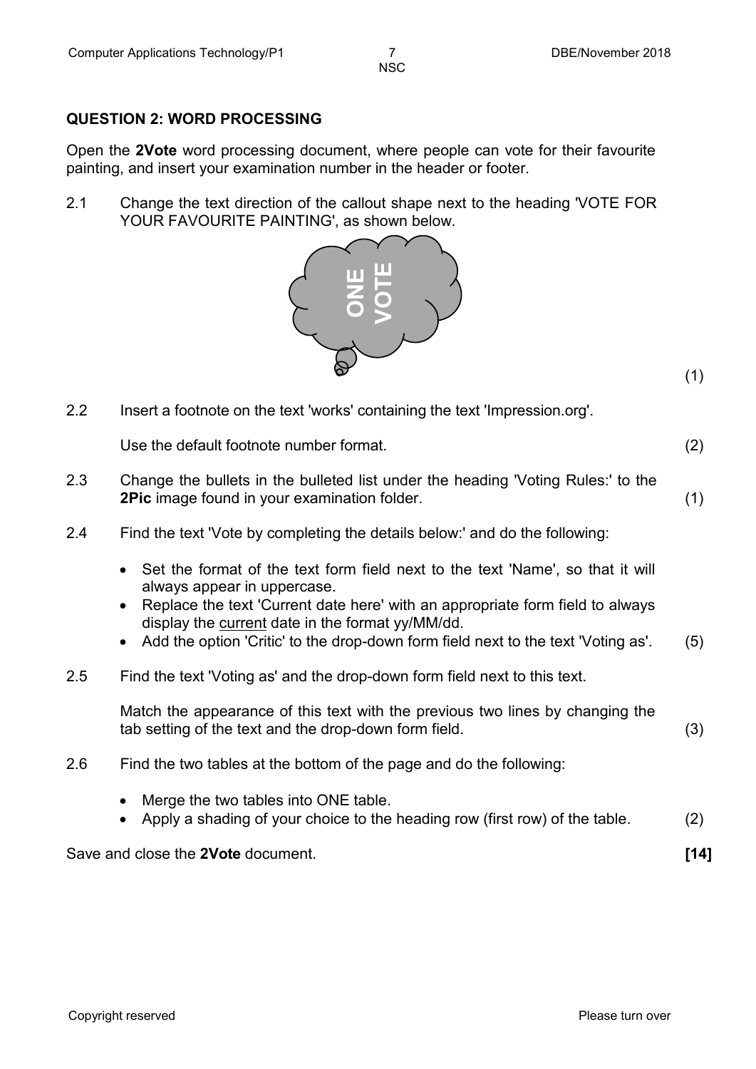## QUESTION 2: WORD PROCESSING

Open the **2Vote** word processing document, where people can vote for their favourite painting, and insert your examination number in the header or footer.

2.1 Change the text direction of the callout shape next to the heading 'VOTE FOR YOUR FAVOURITE PAINTING', as shown below. (1)

2.2 Insert a footnote on the text 'works' containing the text 'Impression.org'.

Use the default footnote number format. (2)

2.3 Change the bullets in the bulleted list under the heading 'Voting Rules:' to the **2Pic** image found in your examination folder. (1)

2.4 Find the text 'Vote by completing the details below:' and do the following:

- Set the format of the text form field next to the text 'Name', so that it will always appear in uppercase.
- Replace the text 'Current date here' with an appropriate form field to always display the current date in the format yy/MM/dd.
- Add the option 'Critic' to the drop-down form field next to the text 'Voting as'. (5)

2.5 Find the text 'Voting as' and the drop-down form field next to this text.

Match the appearance of this text with the previous two lines by changing the tab setting of the text and the drop-down form field. (3)

2.6 Find the two tables at the bottom of the page and do the following:

- Merge the two tables into ONE table.
- Apply a shading of your choice to the heading row (first row) of the table. (2)

Save and close the **2Vote** document. **[14]**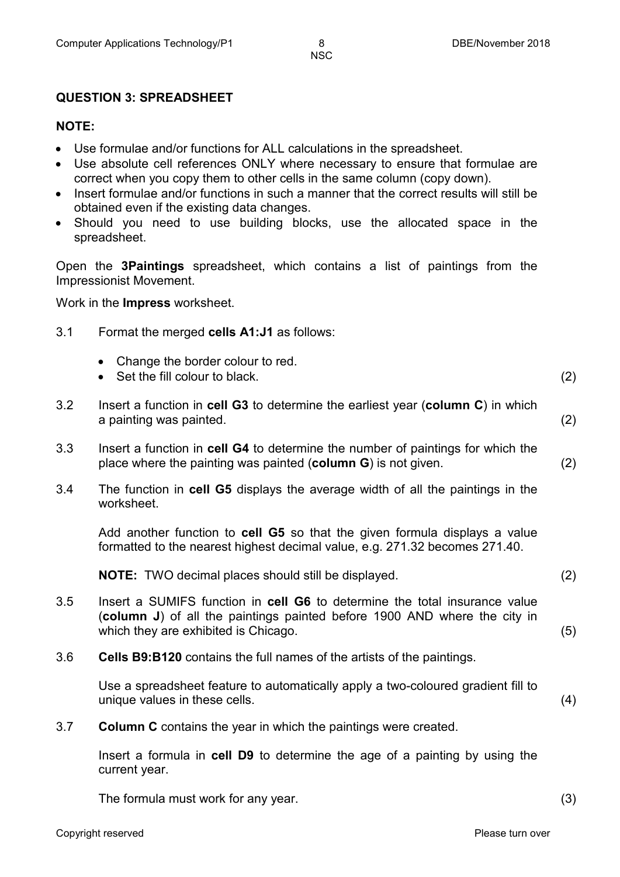## QUESTION 3: SPREADSHEET

**NOTE:**

- Use formulae and/or functions for ALL calculations in the spreadsheet.
- Use absolute cell references ONLY where necessary to ensure that formulae are correct when you copy them to other cells in the same column (copy down).
- Insert formulae and/or functions in such a manner that the correct results will still be obtained even if the existing data changes.
- Should you need to use building blocks, use the allocated space in the spreadsheet.

Open the **3Paintings** spreadsheet, which contains a list of paintings from the Impressionist Movement.

Work in the **Impress** worksheet.

3.1 Format the merged **cells A1:J1** as follows:

- Change the border colour to red.
- Set the fill colour to black. (2)

3.2 Insert a function in **cell G3** to determine the earliest year (**column C**) in which a painting was painted. (2)

3.3 Insert a function in **cell G4** to determine the number of paintings for which the place where the painting was painted (**column G**) is not given. (2)

3.4 The function in **cell G5** displays the average width of all the paintings in the worksheet.

Add another function to **cell G5** so that the given formula displays a value formatted to the nearest highest decimal value, e.g. 271.32 becomes 271.40.

**NOTE:** TWO decimal places should still be displayed. (2)

3.5 Insert a SUMIFS function in **cell G6** to determine the total insurance value (**column J**) of all the paintings painted before 1900 AND where the city in which they are exhibited is Chicago. (5)

3.6 **Cells B9:B120** contains the full names of the artists of the paintings.

Use a spreadsheet feature to automatically apply a two-coloured gradient fill to unique values in these cells. (4)

3.7 **Column C** contains the year in which the paintings were created.

Insert a formula in **cell D9** to determine the age of a painting by using the current year.

The formula must work for any year. (3)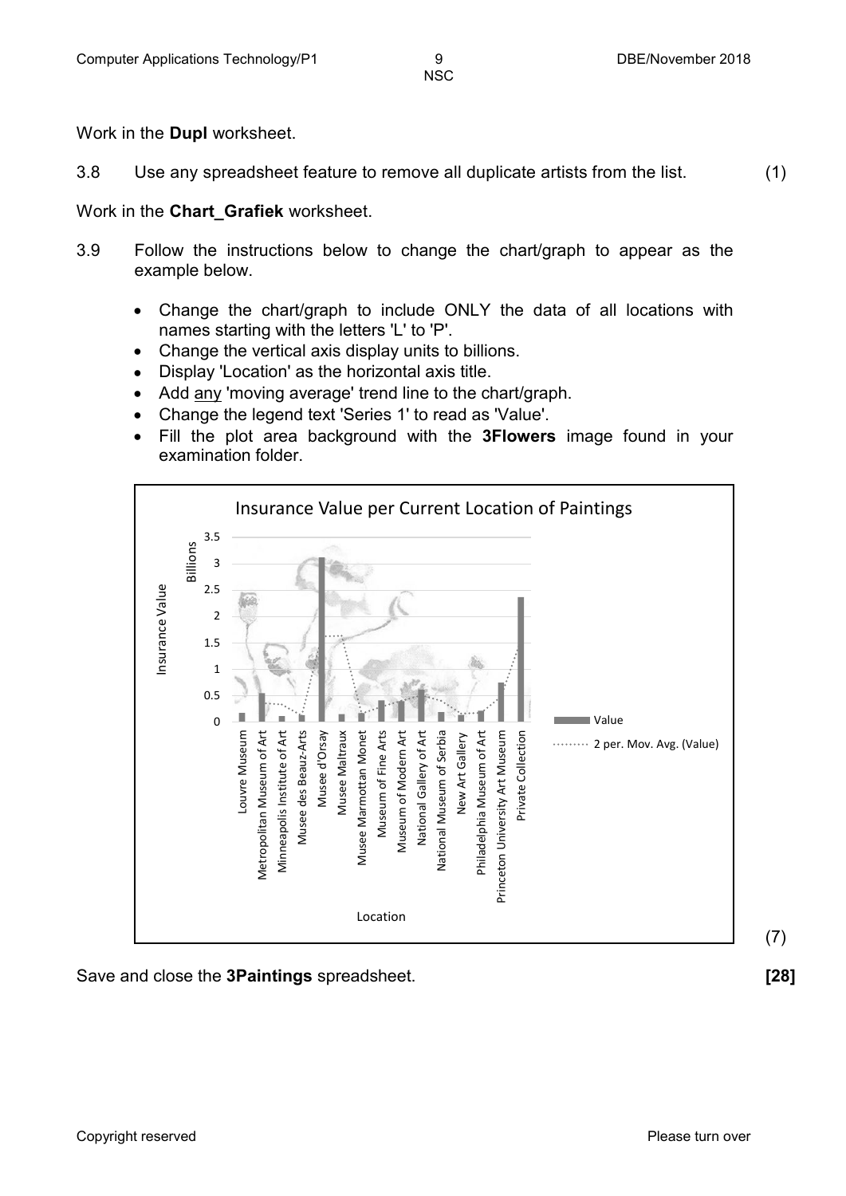Work in the **Dupl** worksheet.

3.8 Use any spreadsheet feature to remove all duplicate artists from the list. (1)

Work in the **Chart_Grafiek** worksheet.

3.9 Follow the instructions below to change the chart/graph to appear as the example below.

- Change the chart/graph to include ONLY the data of all locations with names starting with the letters 'L' to 'P'.
- Change the vertical axis display units to billions.
- Display 'Location' as the horizontal axis title.
- Add any 'moving average' trend line to the chart/graph.
- Change the legend text 'Series 1' to read as 'Value'.
- Fill the plot area background with the **3Flowers** image found in your examination folder.

Insurance Value per Current Location of Paintings

(7)

Save and close the **3Paintings** spreadsheet. **[28]**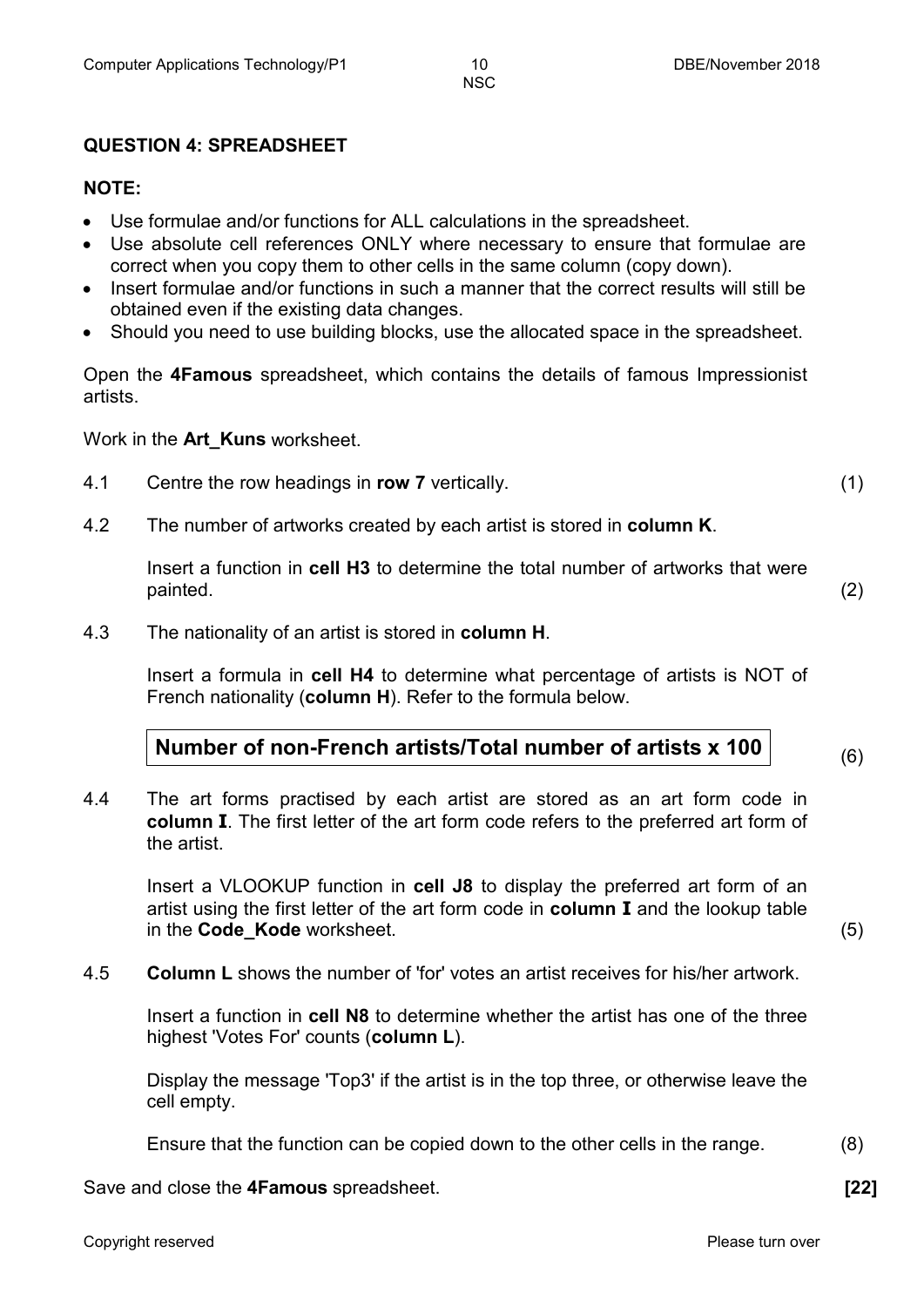## QUESTION 4: SPREADSHEET

**NOTE:**

- Use formulae and/or functions for ALL calculations in the spreadsheet.
- Use absolute cell references ONLY where necessary to ensure that formulae are correct when you copy them to other cells in the same column (copy down).
- Insert formulae and/or functions in such a manner that the correct results will still be obtained even if the existing data changes.
- Should you need to use building blocks, use the allocated space in the spreadsheet.

Open the **4Famous** spreadsheet, which contains the details of famous Impressionist artists.

Work in the **Art_Kuns** worksheet.

4.1 Centre the row headings in **row 7** vertically. (1)

4.2 The number of artworks created by each artist is stored in **column K**.

Insert a function in **cell H3** to determine the total number of artworks that were painted. (2)

4.3 The nationality of an artist is stored in **column H**.

Insert a formula in **cell H4** to determine what percentage of artists is NOT of French nationality (**column H**). Refer to the formula below.

| **Number of non-French artists/Total number of artists x 100** |
|---|

(6)

4.4 The art forms practised by each artist are stored as an art form code in **column I**. The first letter of the art form code refers to the preferred art form of the artist.

Insert a VLOOKUP function in **cell J8** to display the preferred art form of an artist using the first letter of the art form code in **column I** and the lookup table in the **Code_Kode** worksheet. (5)

4.5 **Column L** shows the number of 'for' votes an artist receives for his/her artwork.

Insert a function in **cell N8** to determine whether the artist has one of the three highest 'Votes For' counts (**column L**).

Display the message 'Top3' if the artist is in the top three, or otherwise leave the cell empty.

Ensure that the function can be copied down to the other cells in the range. (8)

Save and close the **4Famous** spreadsheet. **[22]**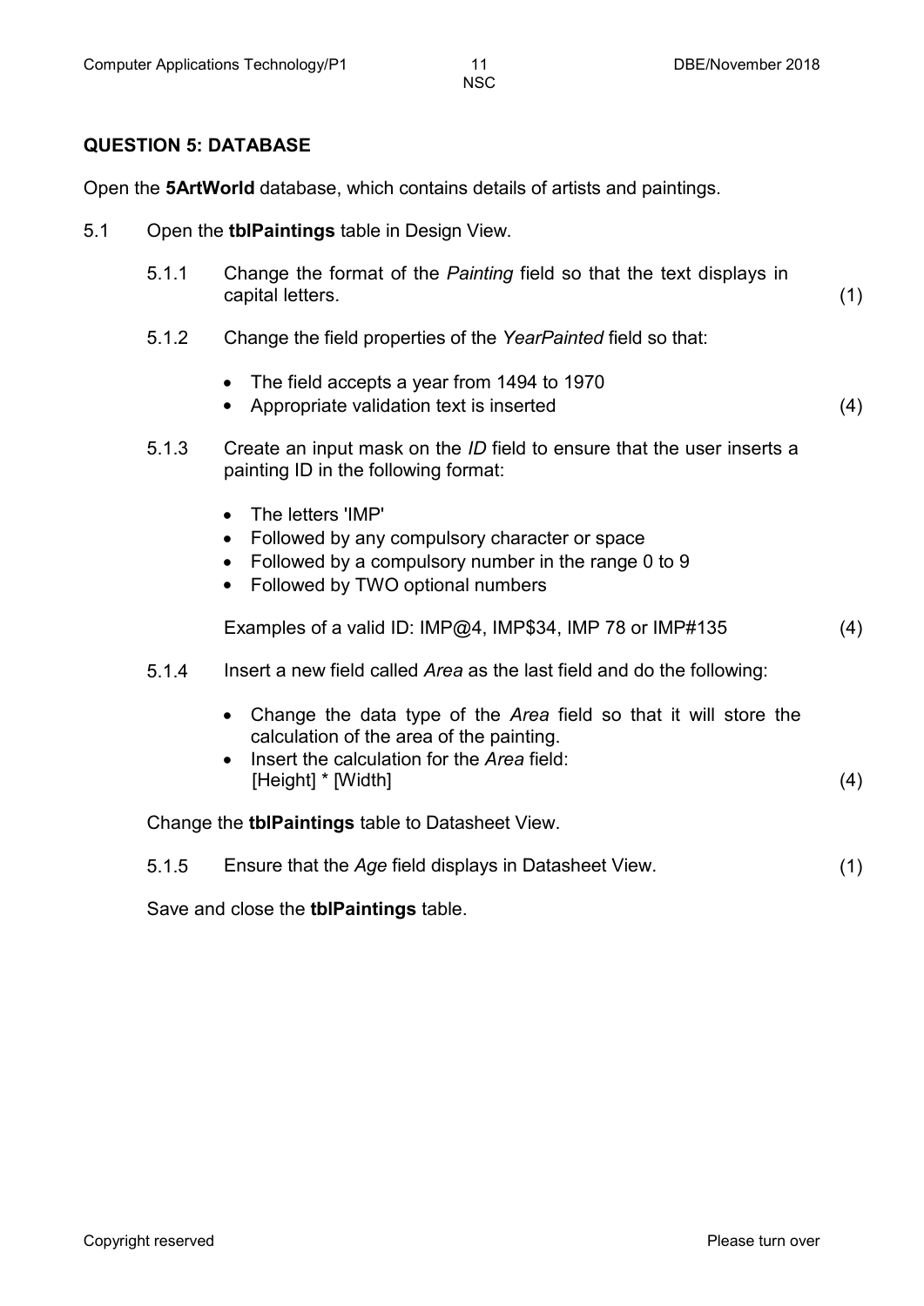## QUESTION 5: DATABASE

Open the **5ArtWorld** database, which contains details of artists and paintings.

5.1 Open the **tblPaintings** table in Design View.

5.1.1 Change the format of the *Painting* field so that the text displays in capital letters. (1)

5.1.2 Change the field properties of the *YearPainted* field so that:

- The field accepts a year from 1494 to 1970
- Appropriate validation text is inserted (4)

5.1.3 Create an input mask on the *ID* field to ensure that the user inserts a painting ID in the following format:

- The letters 'IMP'
- Followed by any compulsory character or space
- Followed by a compulsory number in the range 0 to 9
- Followed by TWO optional numbers

Examples of a valid ID: IMP@4, IMP$34, IMP 78 or IMP#135 (4)

5.1.4 Insert a new field called *Area* as the last field and do the following:

- Change the data type of the *Area* field so that it will store the calculation of the area of the painting.
- Insert the calculation for the *Area* field:
  [Height] * [Width] (4)

Change the **tblPaintings** table to Datasheet View.

5.1.5 Ensure that the *Age* field displays in Datasheet View. (1)

Save and close the **tblPaintings** table.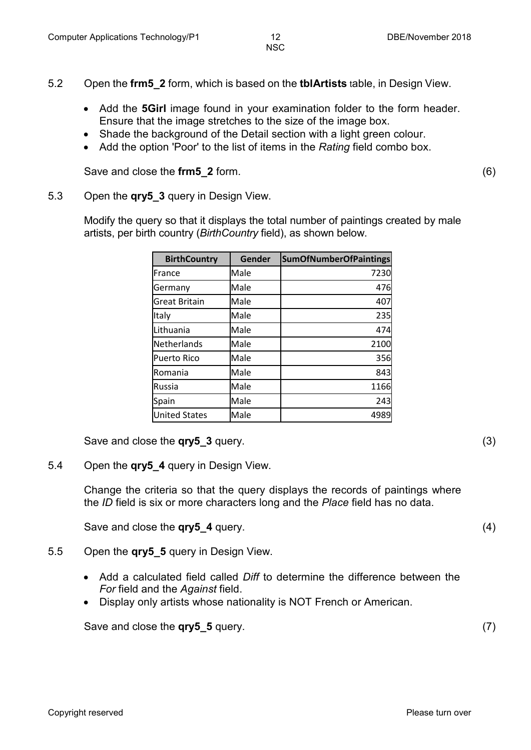5.2 Open the **frm5_2** form, which is based on the **tblArtists** table, in Design View.

- Add the **5Girl** image found in your examination folder to the form header. Ensure that the image stretches to the size of the image box.
- Shade the background of the Detail section with a light green colour.
- Add the option 'Poor' to the list of items in the *Rating* field combo box.

Save and close the **frm5_2** form. (6)

5.3 Open the **qry5_3** query in Design View.

Modify the query so that it displays the total number of paintings created by male artists, per birth country (*BirthCountry* field), as shown below.

| BirthCountry | Gender | SumOfNumberOfPaintings |
|---|---|---|
| France | Male | 7230 |
| Germany | Male | 476 |
| Great Britain | Male | 407 |
| Italy | Male | 235 |
| Lithuania | Male | 474 |
| Netherlands | Male | 2100 |
| Puerto Rico | Male | 356 |
| Romania | Male | 843 |
| Russia | Male | 1166 |
| Spain | Male | 243 |
| United States | Male | 4989 |

Save and close the **qry5_3** query. (3)

5.4 Open the **qry5_4** query in Design View.

Change the criteria so that the query displays the records of paintings where the *ID* field is six or more characters long and the *Place* field has no data.

Save and close the **qry5_4** query. (4)

5.5 Open the **qry5_5** query in Design View.

- Add a calculated field called *Diff* to determine the difference between the *For* field and the *Against* field.
- Display only artists whose nationality is NOT French or American.

Save and close the **qry5_5** query. (7)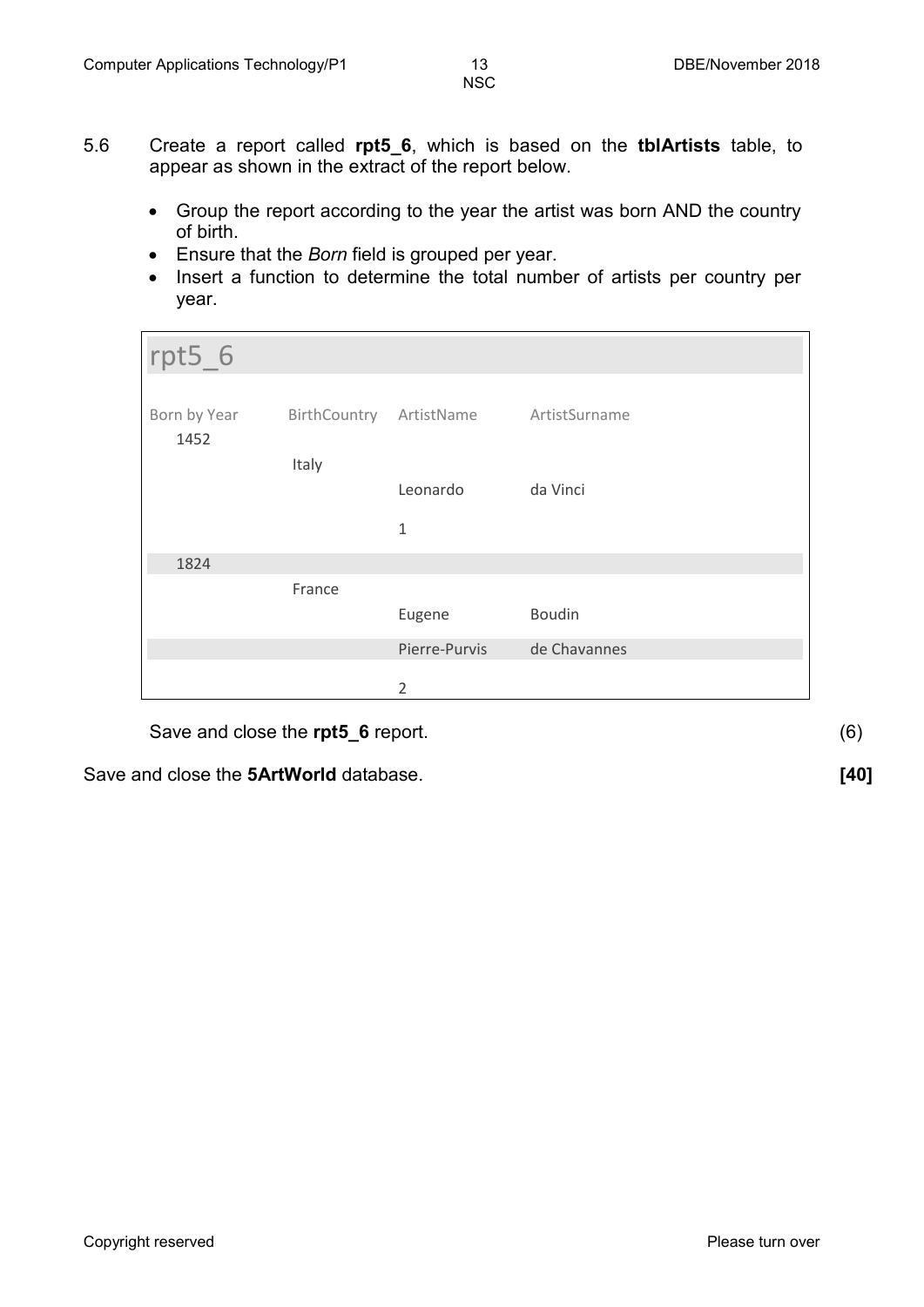5.6 Create a report called **rpt5_6**, which is based on the **tblArtists** table, to appear as shown in the extract of the report below.

- Group the report according to the year the artist was born AND the country of birth.
- Ensure that the *Born* field is grouped per year.
- Insert a function to determine the total number of artists per country per year.

rpt5_6

| Born by Year | BirthCountry | ArtistName | ArtistSurname |
|---|---|---|---|
| 1452 | | | |
| | Italy | | |
| | | Leonardo | da Vinci |
| | | 1 | |
| 1824 | | | |
| | France | | |
| | | Eugene | Boudin |
| | | Pierre-Purvis | de Chavannes |
| | | 2 | |

Save and close the **rpt5_6** report. (6)

Save and close the **5ArtWorld** database. **[40]**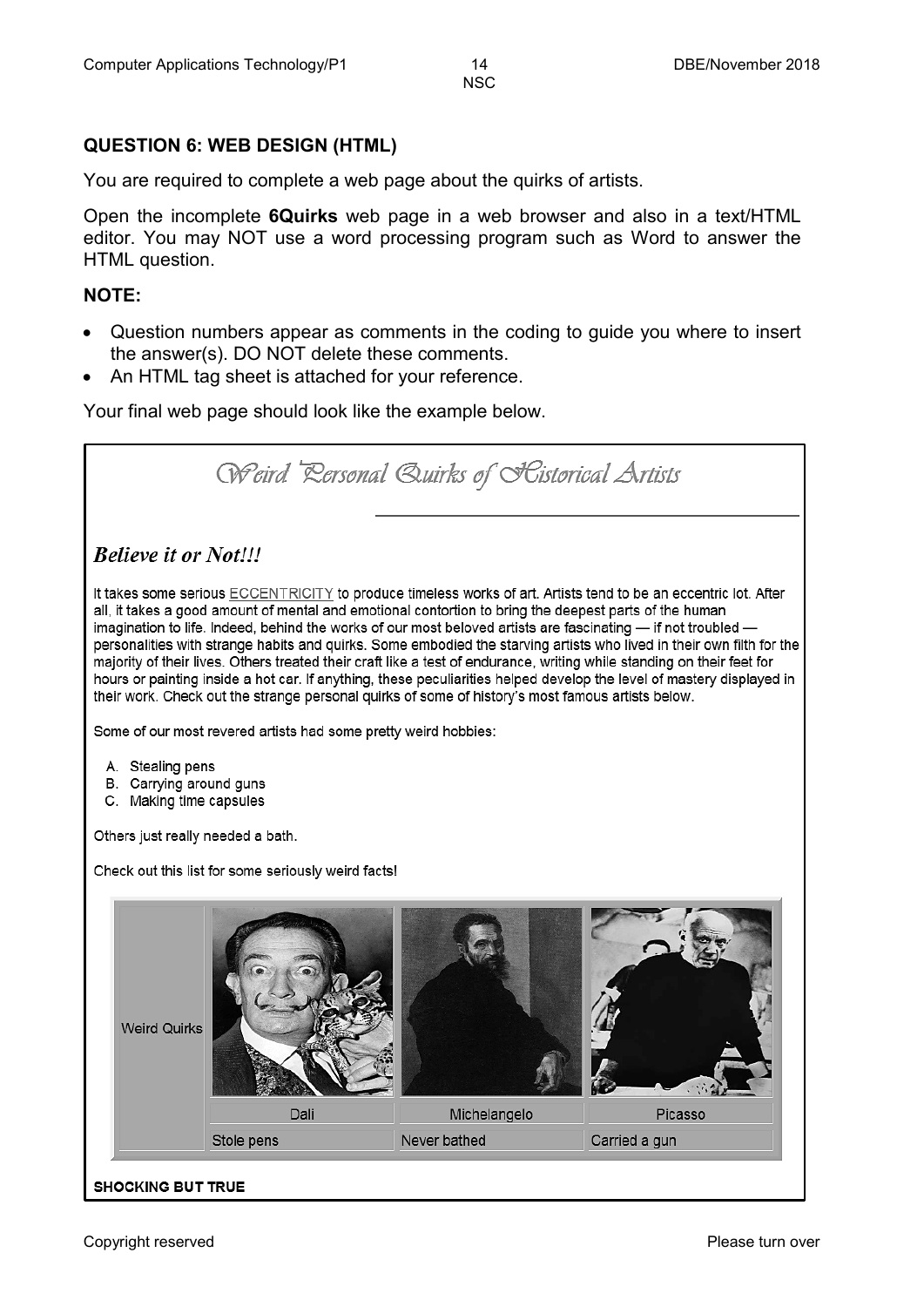## QUESTION 6: WEB DESIGN (HTML)

You are required to complete a web page about the quirks of artists.

Open the incomplete **6Quirks** web page in a web browser and also in a text/HTML editor. You may NOT use a word processing program such as Word to answer the HTML question.

**NOTE:**

- Question numbers appear as comments in the coding to guide you where to insert the answer(s). DO NOT delete these comments.
- An HTML tag sheet is attached for your reference.

Your final web page should look like the example below.

*Weird Personal Quirks of Historical Artists*

---

***Believe it or Not!!!***

It takes some serious ECCENTRICITY to produce timeless works of art. Artists tend to be an eccentric lot. After all, it takes a good amount of mental and emotional contortion to bring the deepest parts of the human imagination to life. Indeed, behind the works of our most beloved artists are fascinating — if not troubled — personalities with strange habits and quirks. Some embodied the starving artists who lived in their own filth for the majority of their lives. Others treated their craft like a test of endurance, writing while standing on their feet for hours or painting inside a hot car. If anything, these peculiarities helped develop the level of mastery displayed in their work. Check out the strange personal quirks of some of history's most famous artists below.

Some of our most revered artists had some pretty weird hobbies:

A. Stealing pens
B. Carrying around guns
C. Making time capsules

Others just really needed a bath.

Check out this list for some seriously weird facts!

| Weird Quirks | | | |
|---|---|---|---|
| | Dali | Michelangelo | Picasso |
| | Stole pens | Never bathed | Carried a gun |

**SHOCKING BUT TRUE**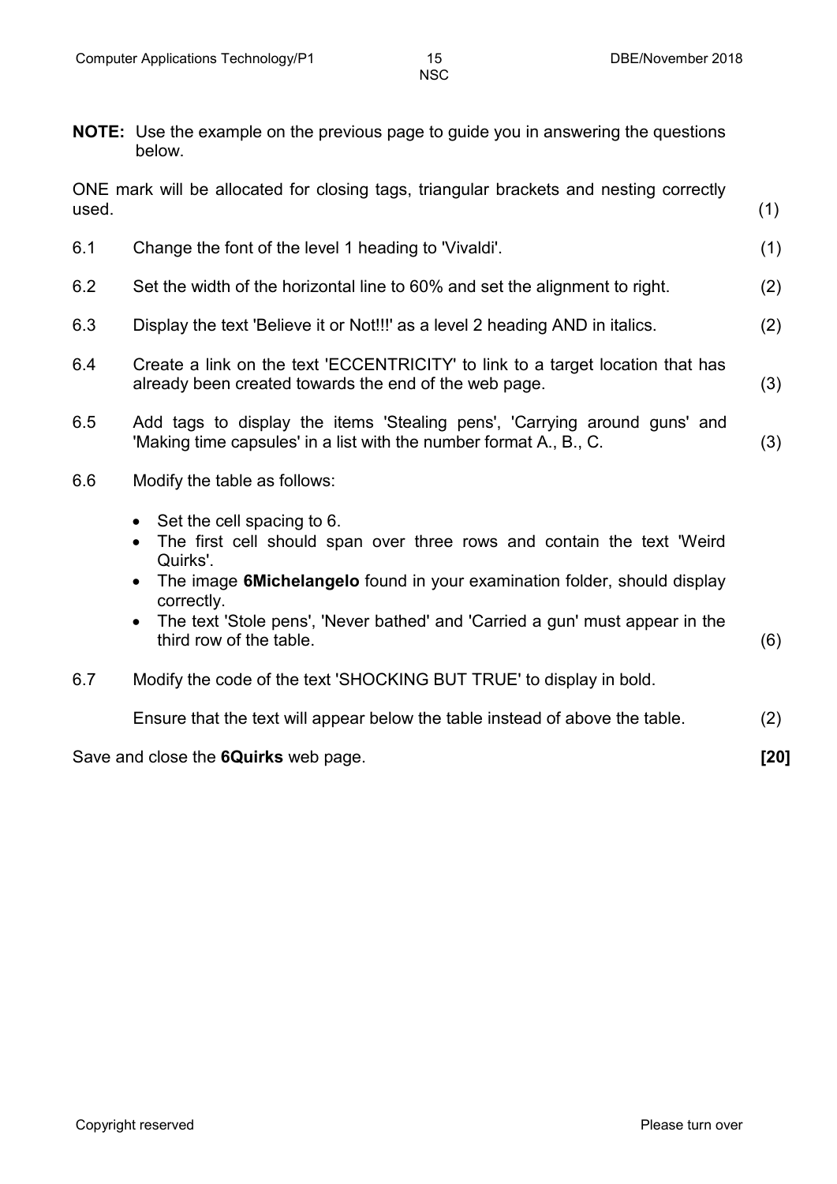**NOTE:** Use the example on the previous page to guide you in answering the questions below.

ONE mark will be allocated for closing tags, triangular brackets and nesting correctly used. (1)

6.1 Change the font of the level 1 heading to 'Vivaldi'. (1)

6.2 Set the width of the horizontal line to 60% and set the alignment to right. (2)

6.3 Display the text 'Believe it or Not!!!' as a level 2 heading AND in italics. (2)

6.4 Create a link on the text 'ECCENTRICITY' to link to a target location that has already been created towards the end of the web page. (3)

6.5 Add tags to display the items 'Stealing pens', 'Carrying around guns' and 'Making time capsules' in a list with the number format A., B., C. (3)

6.6 Modify the table as follows:

- Set the cell spacing to 6.
- The first cell should span over three rows and contain the text 'Weird Quirks'.
- The image **6Michelangelo** found in your examination folder, should display correctly.
- The text 'Stole pens', 'Never bathed' and 'Carried a gun' must appear in the third row of the table. (6)

6.7 Modify the code of the text 'SHOCKING BUT TRUE' to display in bold.

Ensure that the text will appear below the table instead of above the table. (2)

Save and close the **6Quirks** web page. **[20]**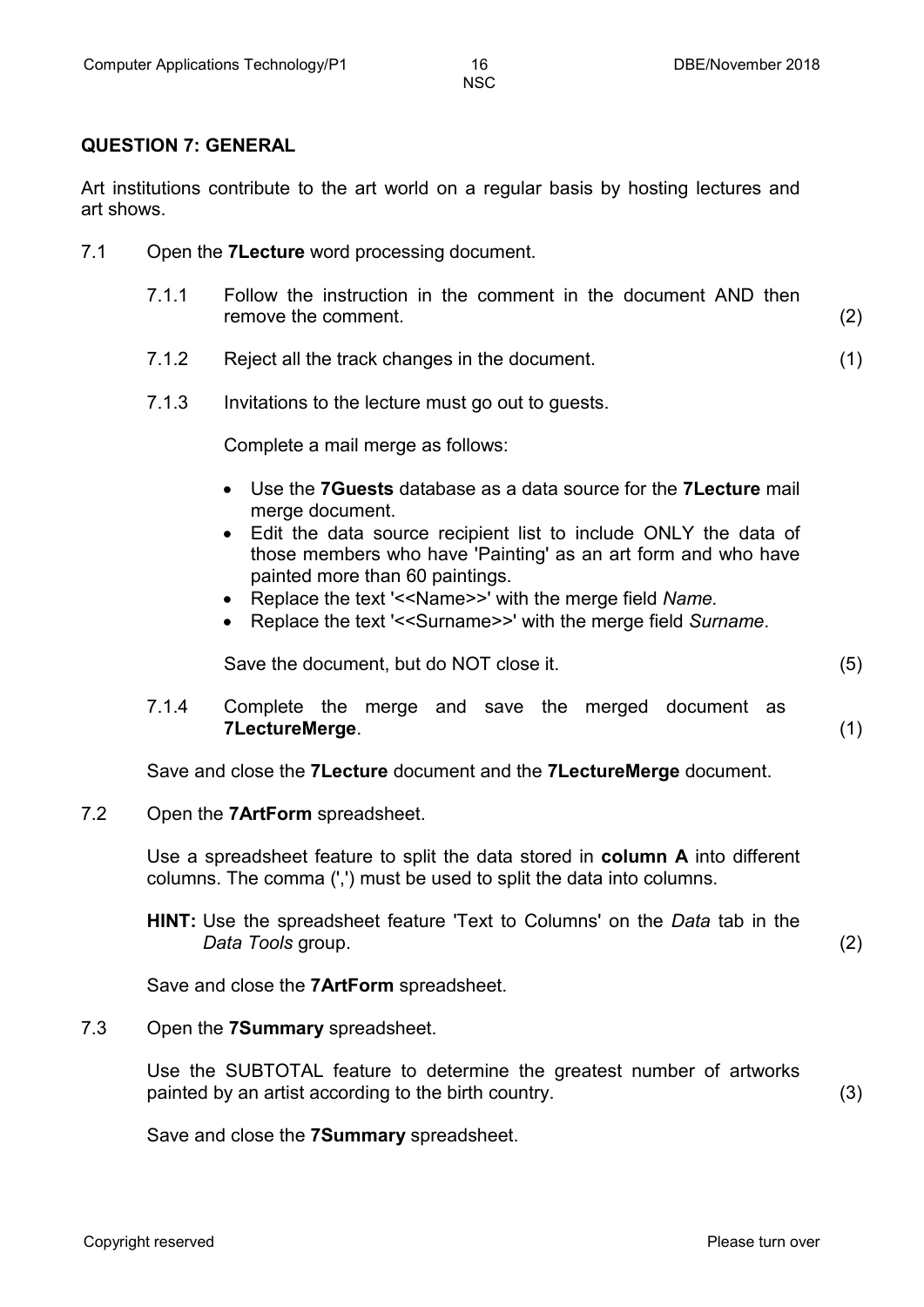## QUESTION 7: GENERAL

Art institutions contribute to the art world on a regular basis by hosting lectures and art shows.

7.1 Open the **7Lecture** word processing document.

7.1.1 Follow the instruction in the comment in the document AND then remove the comment. (2)

7.1.2 Reject all the track changes in the document. (1)

7.1.3 Invitations to the lecture must go out to guests.

Complete a mail merge as follows:

- Use the **7Guests** database as a data source for the **7Lecture** mail merge document.
- Edit the data source recipient list to include ONLY the data of those members who have 'Painting' as an art form and who have painted more than 60 paintings.
- Replace the text '<<Name>>' with the merge field *Name.*
- Replace the text '<<Surname>>' with the merge field *Surname*.

Save the document, but do NOT close it. (5)

7.1.4 Complete the merge and save the merged document as **7LectureMerge**. (1)

Save and close the **7Lecture** document and the **7LectureMerge** document.

7.2 Open the **7ArtForm** spreadsheet.

Use a spreadsheet feature to split the data stored in **column A** into different columns. The comma (',') must be used to split the data into columns.

**HINT:** Use the spreadsheet feature 'Text to Columns' on the *Data* tab in the *Data Tools* group. (2)

Save and close the **7ArtForm** spreadsheet.

7.3 Open the **7Summary** spreadsheet.

Use the SUBTOTAL feature to determine the greatest number of artworks painted by an artist according to the birth country. (3)

Save and close the **7Summary** spreadsheet.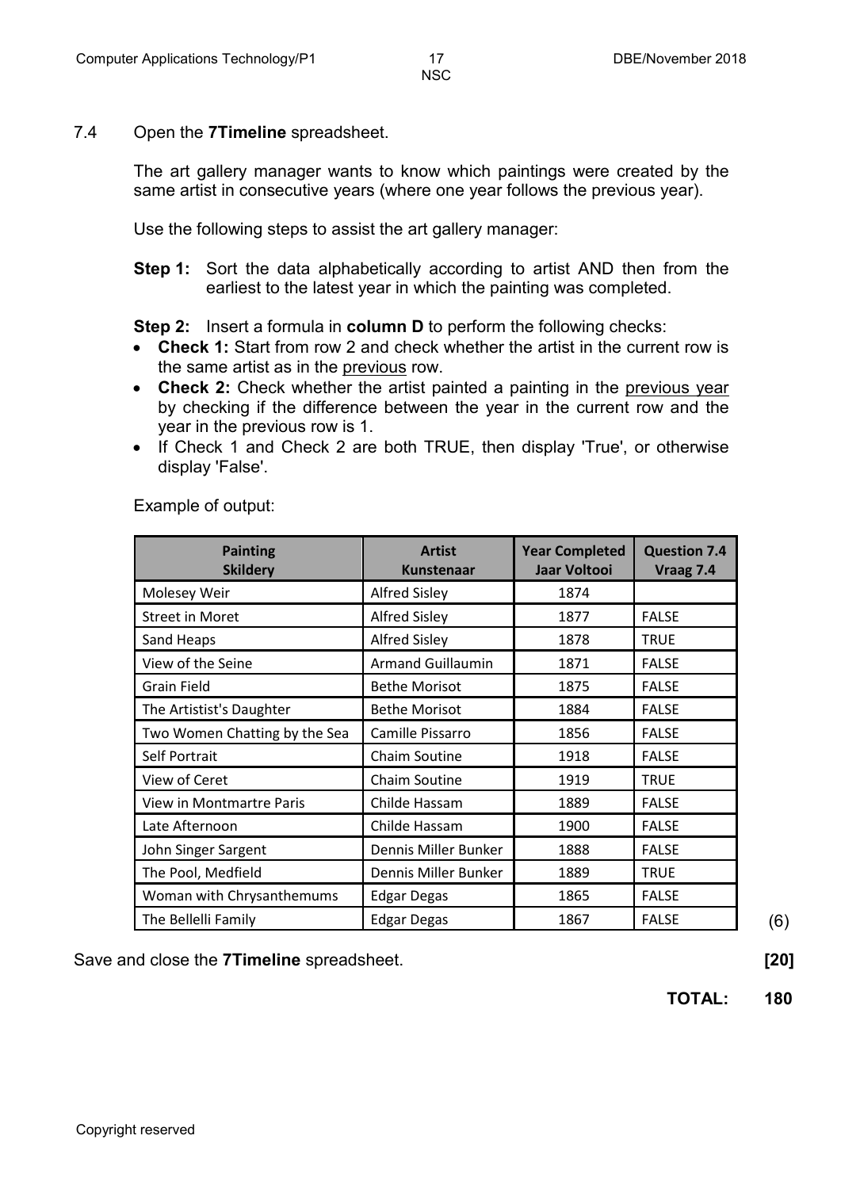7.4 Open the **7Timeline** spreadsheet.

The art gallery manager wants to know which paintings were created by the same artist in consecutive years (where one year follows the previous year).

Use the following steps to assist the art gallery manager:

**Step 1:** Sort the data alphabetically according to artist AND then from the earliest to the latest year in which the painting was completed.

**Step 2:** Insert a formula in **column D** to perform the following checks:

- **Check 1:** Start from row 2 and check whether the artist in the current row is the same artist as in the previous row.
- **Check 2:** Check whether the artist painted a painting in the previous year by checking if the difference between the year in the current row and the year in the previous row is 1.
- If Check 1 and Check 2 are both TRUE, then display 'True', or otherwise display 'False'.

Example of output:

| Painting Skildery | Artist Kunstenaar | Year Completed Jaar Voltooi | Question 7.4 Vraag 7.4 |
|---|---|---|---|
| Molesey Weir | Alfred Sisley | 1874 | |
| Street in Moret | Alfred Sisley | 1877 | FALSE |
| Sand Heaps | Alfred Sisley | 1878 | TRUE |
| View of the Seine | Armand Guillaumin | 1871 | FALSE |
| Grain Field | Bethe Morisot | 1875 | FALSE |
| The Artistist's Daughter | Bethe Morisot | 1884 | FALSE |
| Two Women Chatting by the Sea | Camille Pissarro | 1856 | FALSE |
| Self Portrait | Chaim Soutine | 1918 | FALSE |
| View of Ceret | Chaim Soutine | 1919 | TRUE |
| View in Montmartre Paris | Childe Hassam | 1889 | FALSE |
| Late Afternoon | Childe Hassam | 1900 | FALSE |
| John Singer Sargent | Dennis Miller Bunker | 1888 | FALSE |
| The Pool, Medfield | Dennis Miller Bunker | 1889 | TRUE |
| Woman with Chrysanthemums | Edgar Degas | 1865 | FALSE |
| The Bellelli Family | Edgar Degas | 1867 | FALSE |

(6)

Save and close the **7Timeline** spreadsheet. **[20]**

**TOTAL: 180**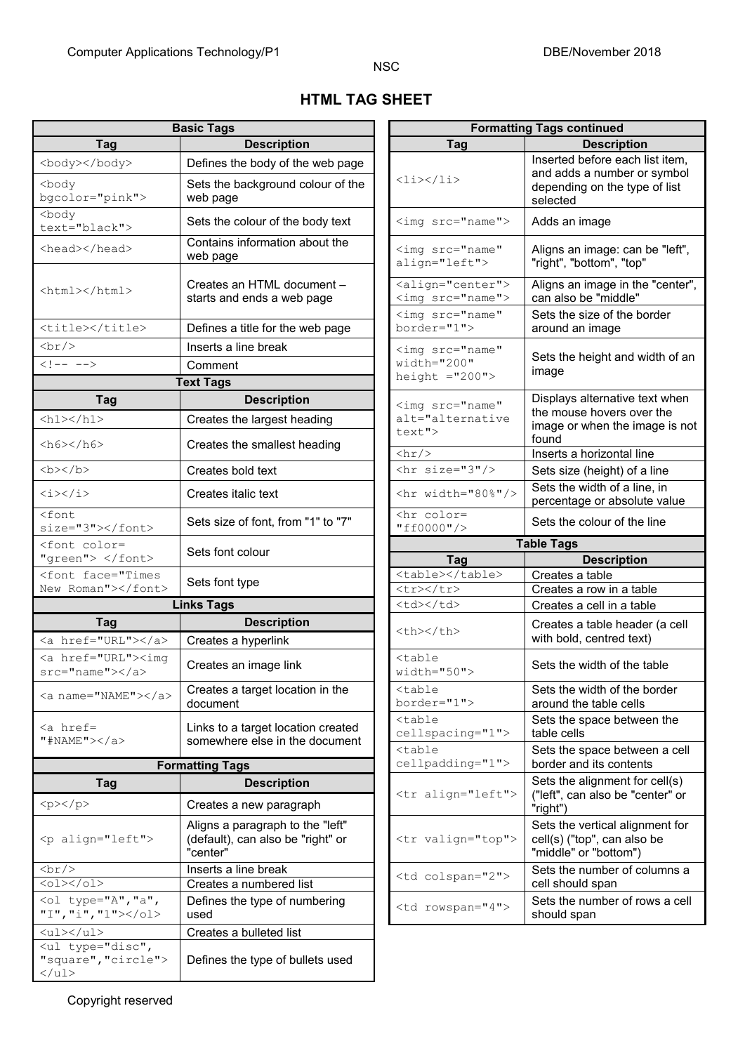# HTML TAG SHEET

| Basic Tags | |
|---|---|
| **Tag** | **Description** |
| `<body></body>` | Defines the body of the web page |
| `<body bgcolor="pink">` | Sets the background colour of the web page |
| `<body text="black">` | Sets the colour of the body text |
| `<head></head>` | Contains information about the web page |
| `<html></html>` | Creates an HTML document – starts and ends a web page |
| `<title></title>` | Defines a title for the web page |
| `<br/>` | Inserts a line break |
| `<!-- -->` | Comment |

| Text Tags | |
|---|---|
| **Tag** | **Description** |
| `<h1></h1>` | Creates the largest heading |
| `<h6></h6>` | Creates the smallest heading |
| `<b></b>` | Creates bold text |
| `<i></i>` | Creates italic text |
| `<font size="3"></font>` | Sets size of font, from "1" to "7" |
| `<font color="green"> </font>` | Sets font colour |
| `<font face="Times New Roman"></font>` | Sets font type |

| Links Tags | |
|---|---|
| **Tag** | **Description** |
| `<a href="URL"></a>` | Creates a hyperlink |
| `<a href="URL"><img src="name"></a>` | Creates an image link |
| `<a name="NAME"></a>` | Creates a target location in the document |
| `<a href="#NAME"></a>` | Links to a target location created somewhere else in the document |

| Formatting Tags | |
|---|---|
| **Tag** | **Description** |
| `<p></p>` | Creates a new paragraph |
| `<p align="left">` | Aligns a paragraph to the "left" (default), can also be "right" or "center" |
| `<br/>` | Inserts a line break |
| `<ol></ol>` | Creates a numbered list |
| `<ol type="A","a","I","i","1"></ol>` | Defines the type of numbering used |
| `<ul></ul>` | Creates a bulleted list |
| `<ul type="disc","square","circle"></ul>` | Defines the type of bullets used |

| Formatting Tags continued | |
|---|---|
| **Tag** | **Description** |
| `<li></li>` | Inserted before each list item, and adds a number or symbol depending on the type of list selected |
| `<img src="name">` | Adds an image |
| `<img src="name" align="left">` | Aligns an image: can be "left", "right", "bottom", "top" |
| `<align="center"> <img src="name">` | Aligns an image in the "center", can also be "middle" |
| `<img src="name" border="1">` | Sets the size of the border around an image |
| `<img src="name" width="200" height ="200">` | Sets the height and width of an image |
| `<img src="name" alt="alternative text">` | Displays alternative text when the mouse hovers over the image or when the image is not found |
| `<hr/>` | Inserts a horizontal line |
| `<hr size="3"/>` | Sets size (height) of a line |
| `<hr width="80%"/>` | Sets the width of a line, in percentage or absolute value |
| `<hr color="ff0000"/>` | Sets the colour of the line |

| Table Tags | |
|---|---|
| **Tag** | **Description** |
| `<table></table>` | Creates a table |
| `<tr></tr>` | Creates a row in a table |
| `<td></td>` | Creates a cell in a table |
| `<th></th>` | Creates a table header (a cell with bold, centred text) |
| `<table width="50">` | Sets the width of the table |
| `<table border="1">` | Sets the width of the border around the table cells |
| `<table cellspacing="1">` | Sets the space between the table cells |
| `<table cellpadding="1">` | Sets the space between a cell border and its contents |
| `<tr align="left">` | Sets the alignment for cell(s) ("left", can also be "center" or "right") |
| `<tr valign="top">` | Sets the vertical alignment for cell(s) ("top", can also be "middle" or "bottom") |
| `<td colspan="2">` | Sets the number of columns a cell should span |
| `<td rowspan="4">` | Sets the number of rows a cell should span |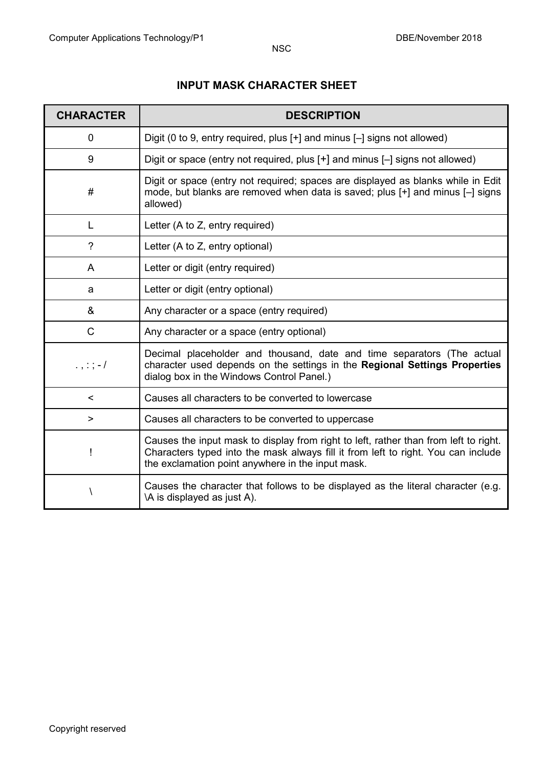## INPUT MASK CHARACTER SHEET

| CHARACTER | DESCRIPTION |
|---|---|
| 0 | Digit (0 to 9, entry required, plus [+] and minus [–] signs not allowed) |
| 9 | Digit or space (entry not required, plus [+] and minus [–] signs not allowed) |
| # | Digit or space (entry not required; spaces are displayed as blanks while in Edit mode, but blanks are removed when data is saved; plus [+] and minus [–] signs allowed) |
| L | Letter (A to Z, entry required) |
| ? | Letter (A to Z, entry optional) |
| A | Letter or digit (entry required) |
| a | Letter or digit (entry optional) |
| & | Any character or a space (entry required) |
| C | Any character or a space (entry optional) |
| . , : ; - / | Decimal placeholder and thousand, date and time separators (The actual character used depends on the settings in the **Regional Settings Properties** dialog box in the Windows Control Panel.) |
| < | Causes all characters to be converted to lowercase |
| > | Causes all characters to be converted to uppercase |
| ! | Causes the input mask to display from right to left, rather than from left to right. Characters typed into the mask always fill it from left to right. You can include the exclamation point anywhere in the input mask. |
| \ | Causes the character that follows to be displayed as the literal character (e.g. \A is displayed as just A). |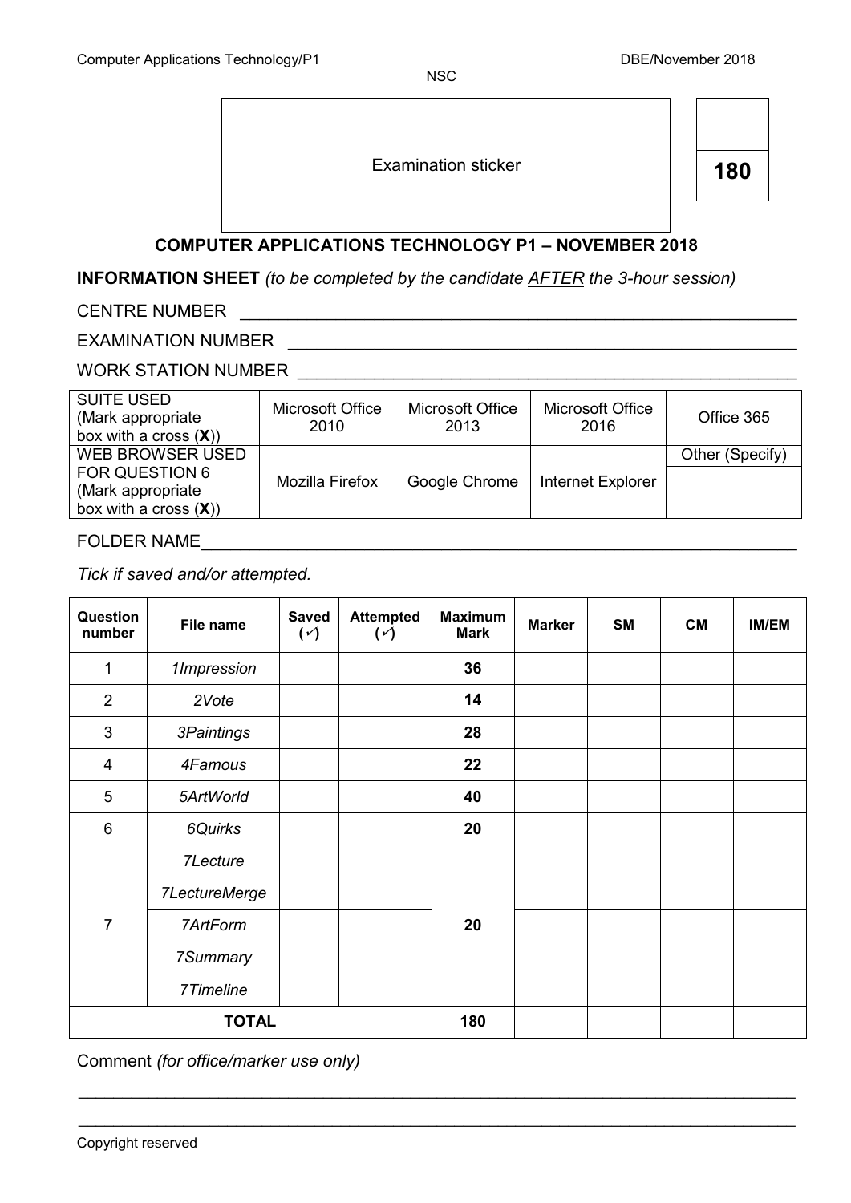Examination sticker

**180**

**COMPUTER APPLICATIONS TECHNOLOGY P1 – NOVEMBER 2018**

**INFORMATION SHEET** *(to be completed by the candidate AFTER the 3-hour session)*

CENTRE NUMBER ____________________________________________

EXAMINATION NUMBER ____________________________________________

WORK STATION NUMBER ____________________________________________

| | | | | |
|---|---|---|---|---|
| SUITE USED (Mark appropriate box with a cross (**X**)) | Microsoft Office 2010 | Microsoft Office 2013 | Microsoft Office 2016 | Office 365 |
| WEB BROWSER USED FOR QUESTION 6 (Mark appropriate box with a cross (**X**)) | Mozilla Firefox | Google Chrome | Internet Explorer | Other (Specify) |

FOLDER NAME____________________________________________

*Tick if saved and/or attempted.*

| Question number | File name | Saved (✓) | Attempted (✓) | Maximum Mark | Marker | SM | CM | IM/EM |
|---|---|---|---|---|---|---|---|---|
| 1 | *1Impression* | | | **36** | | | | |
| 2 | *2Vote* | | | **14** | | | | |
| 3 | *3Paintings* | | | **28** | | | | |
| 4 | *4Famous* | | | **22** | | | | |
| 5 | *5ArtWorld* | | | **40** | | | | |
| 6 | *6Quirks* | | | **20** | | | | |
| 7 | *7Lecture* | | | **20** | | | | |
| | *7LectureMerge* | | | | | | | |
| | *7ArtForm* | | | | | | | |
| | *7Summary* | | | | | | | |
| | *7Timeline* | | | | | | | |
| **TOTAL** | | | | **180** | | | | |

Comment *(for office/marker use only)*

____________________________________________

____________________________________________